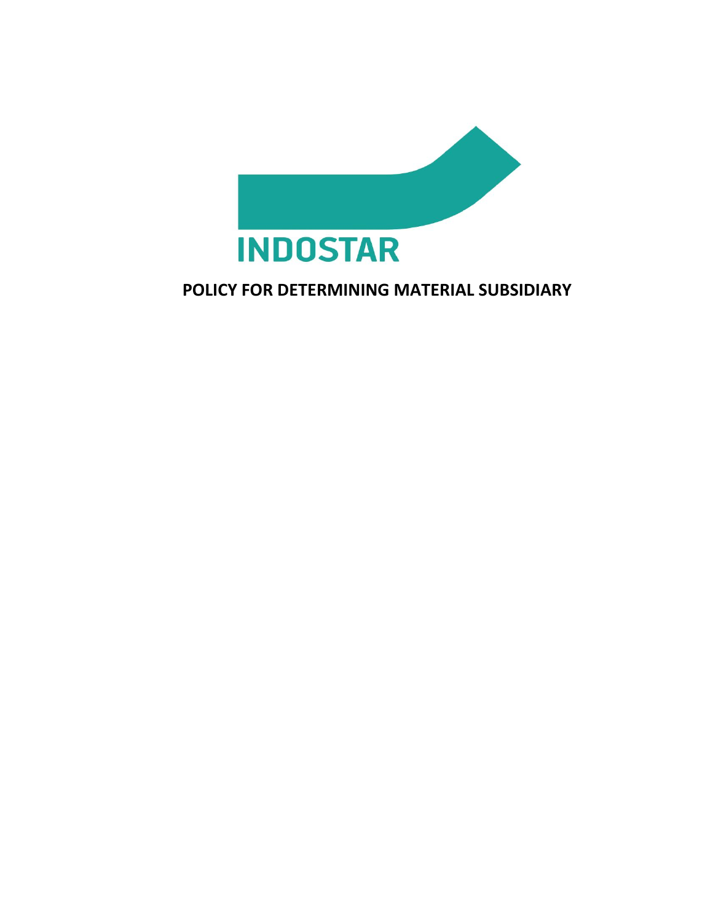INDOSTAR

# POLICY FOR DETERMINING MATERIAL SUBSIDIARY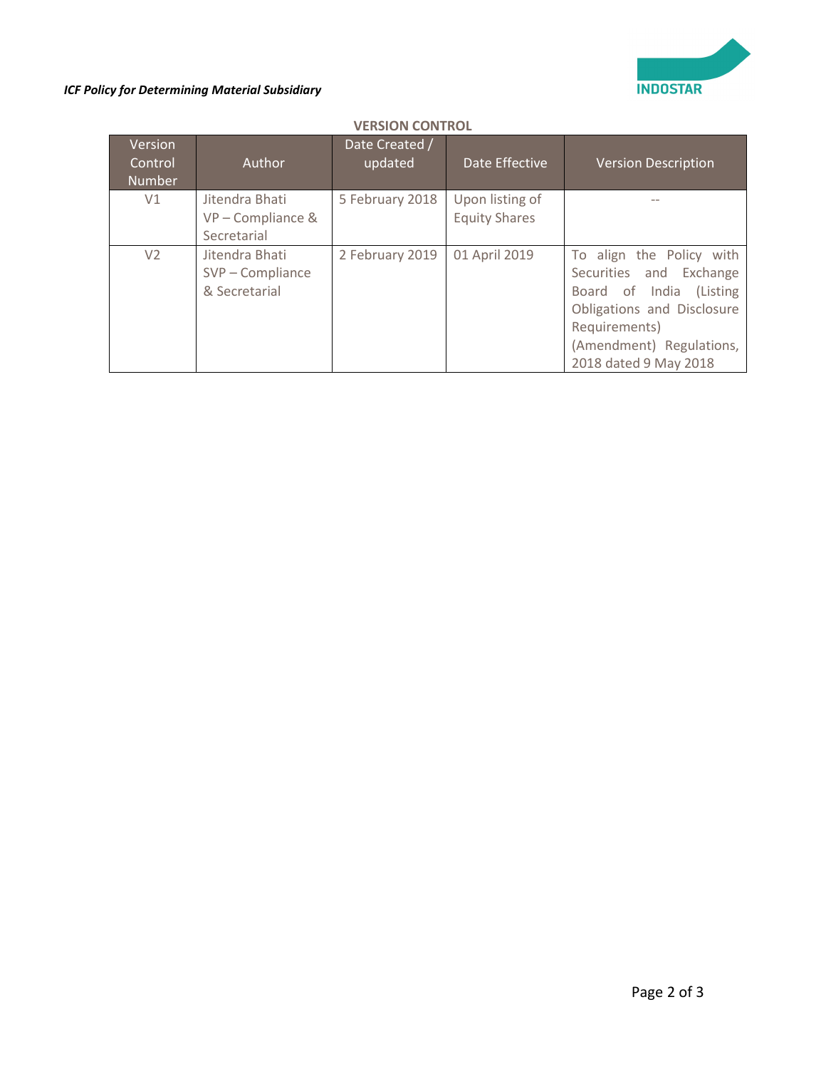**VERSION CONTROL**

| Version Control Number | Author | Date Created / updated | Date Effective | Version Description |
|---|---|---|---|---|
| V1 | Jitendra Bhati VP – Compliance & Secretarial | 5 February 2018 | Upon listing of Equity Shares | -- |
| V2 | Jitendra Bhati SVP – Compliance & Secretarial | 2 February 2019 | 01 April 2019 | To align the Policy with Securities and Exchange Board of India (Listing Obligations and Disclosure Requirements) (Amendment) Regulations, 2018 dated 9 May 2018 |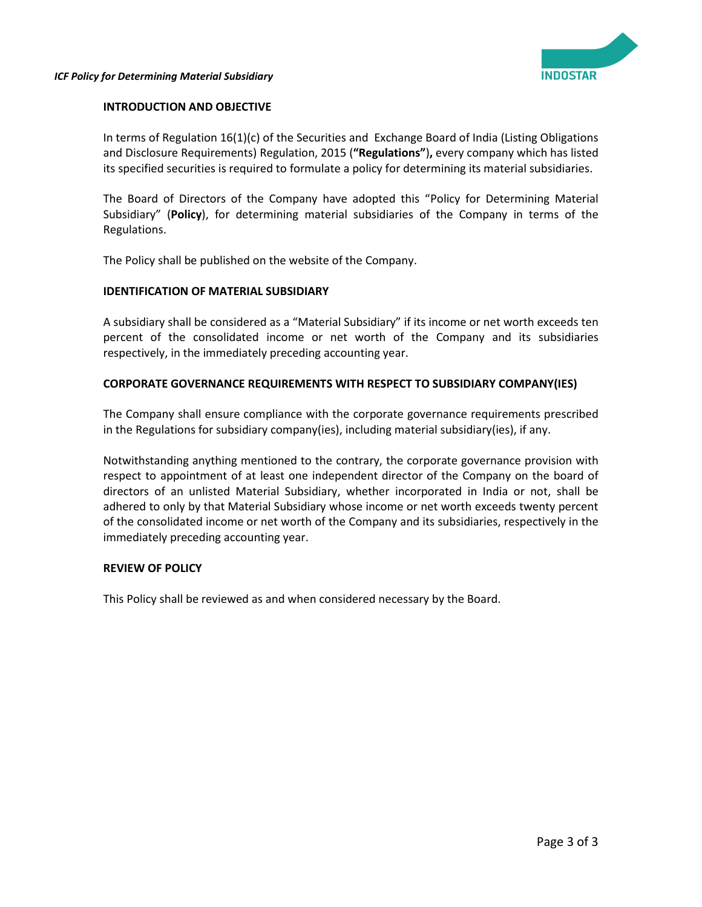## INTRODUCTION AND OBJECTIVE

In terms of Regulation 16(1)(c) of the Securities and Exchange Board of India (Listing Obligations and Disclosure Requirements) Regulation, 2015 (**"Regulations")**, every company which has listed its specified securities is required to formulate a policy for determining its material subsidiaries.

The Board of Directors of the Company have adopted this "Policy for Determining Material Subsidiary" (**Policy**), for determining material subsidiaries of the Company in terms of the Regulations.

The Policy shall be published on the website of the Company.

## IDENTIFICATION OF MATERIAL SUBSIDIARY

A subsidiary shall be considered as a "Material Subsidiary" if its income or net worth exceeds ten percent of the consolidated income or net worth of the Company and its subsidiaries respectively, in the immediately preceding accounting year.

## CORPORATE GOVERNANCE REQUIREMENTS WITH RESPECT TO SUBSIDIARY COMPANY(IES)

The Company shall ensure compliance with the corporate governance requirements prescribed in the Regulations for subsidiary company(ies), including material subsidiary(ies), if any.

Notwithstanding anything mentioned to the contrary, the corporate governance provision with respect to appointment of at least one independent director of the Company on the board of directors of an unlisted Material Subsidiary, whether incorporated in India or not, shall be adhered to only by that Material Subsidiary whose income or net worth exceeds twenty percent of the consolidated income or net worth of the Company and its subsidiaries, respectively in the immediately preceding accounting year.

## REVIEW OF POLICY

This Policy shall be reviewed as and when considered necessary by the Board.